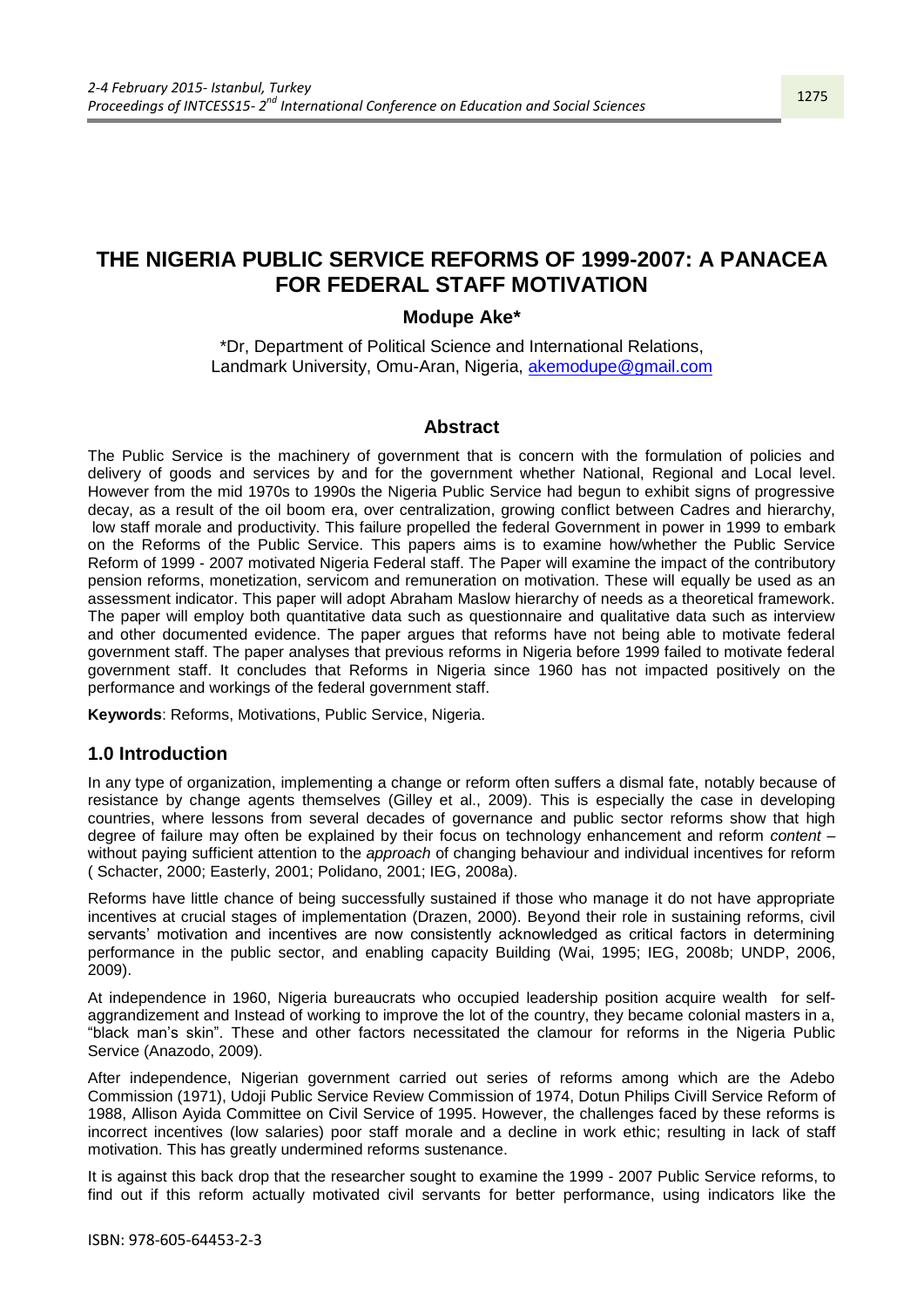# THE NIGERIA PUBLIC SERVICE REFORMS OF 1999-2007: A PANACEA FOR FEDERAL STAFF MOTIVATION

**Modupe Ake***

*Dr, Department of Political Science and International Relations, Landmark University, Omu-Aran, Nigeria, akemodupe@gmail.com

## Abstract

The Public Service is the machinery of government that is concern with the formulation of policies and delivery of goods and services by and for the government whether National, Regional and Local level. However from the mid 1970s to 1990s the Nigeria Public Service had begun to exhibit signs of progressive decay, as a result of the oil boom era, over centralization, growing conflict between Cadres and hierarchy, low staff morale and productivity. This failure propelled the federal Government in power in 1999 to embark on the Reforms of the Public Service. This papers aims is to examine how/whether the Public Service Reform of 1999 - 2007 motivated Nigeria Federal staff. The Paper will examine the impact of the contributory pension reforms, monetization, servicom and remuneration on motivation. These will equally be used as an assessment indicator. This paper will adopt Abraham Maslow hierarchy of needs as a theoretical framework. The paper will employ both quantitative data such as questionnaire and qualitative data such as interview and other documented evidence. The paper argues that reforms have not being able to motivate federal government staff. The paper analyses that previous reforms in Nigeria before 1999 failed to motivate federal government staff. It concludes that Reforms in Nigeria since 1960 has not impacted positively on the performance and workings of the federal government staff.

**Keywords**: Reforms, Motivations, Public Service, Nigeria.

## 1.0 Introduction

In any type of organization, implementing a change or reform often suffers a dismal fate, notably because of resistance by change agents themselves (Gilley et al., 2009). This is especially the case in developing countries, where lessons from several decades of governance and public sector reforms show that high degree of failure may often be explained by their focus on technology enhancement and reform *content* – without paying sufficient attention to the *approach* of changing behaviour and individual incentives for reform ( Schacter, 2000; Easterly, 2001; Polidano, 2001; IEG, 2008a).

Reforms have little chance of being successfully sustained if those who manage it do not have appropriate incentives at crucial stages of implementation (Drazen, 2000). Beyond their role in sustaining reforms, civil servants' motivation and incentives are now consistently acknowledged as critical factors in determining performance in the public sector, and enabling capacity Building (Wai, 1995; IEG, 2008b; UNDP, 2006, 2009).

At independence in 1960, Nigeria bureaucrats who occupied leadership position acquire wealth for self-aggrandizement and Instead of working to improve the lot of the country, they became colonial masters in a, "black man's skin". These and other factors necessitated the clamour for reforms in the Nigeria Public Service (Anazodo, 2009).

After independence, Nigerian government carried out series of reforms among which are the Adebo Commission (1971), Udoji Public Service Review Commission of 1974, Dotun Philips Civill Service Reform of 1988, Allison Ayida Committee on Civil Service of 1995. However, the challenges faced by these reforms is incorrect incentives (low salaries) poor staff morale and a decline in work ethic; resulting in lack of staff motivation. This has greatly undermined reforms sustenance.

It is against this back drop that the researcher sought to examine the 1999 - 2007 Public Service reforms, to find out if this reform actually motivated civil servants for better performance, using indicators like the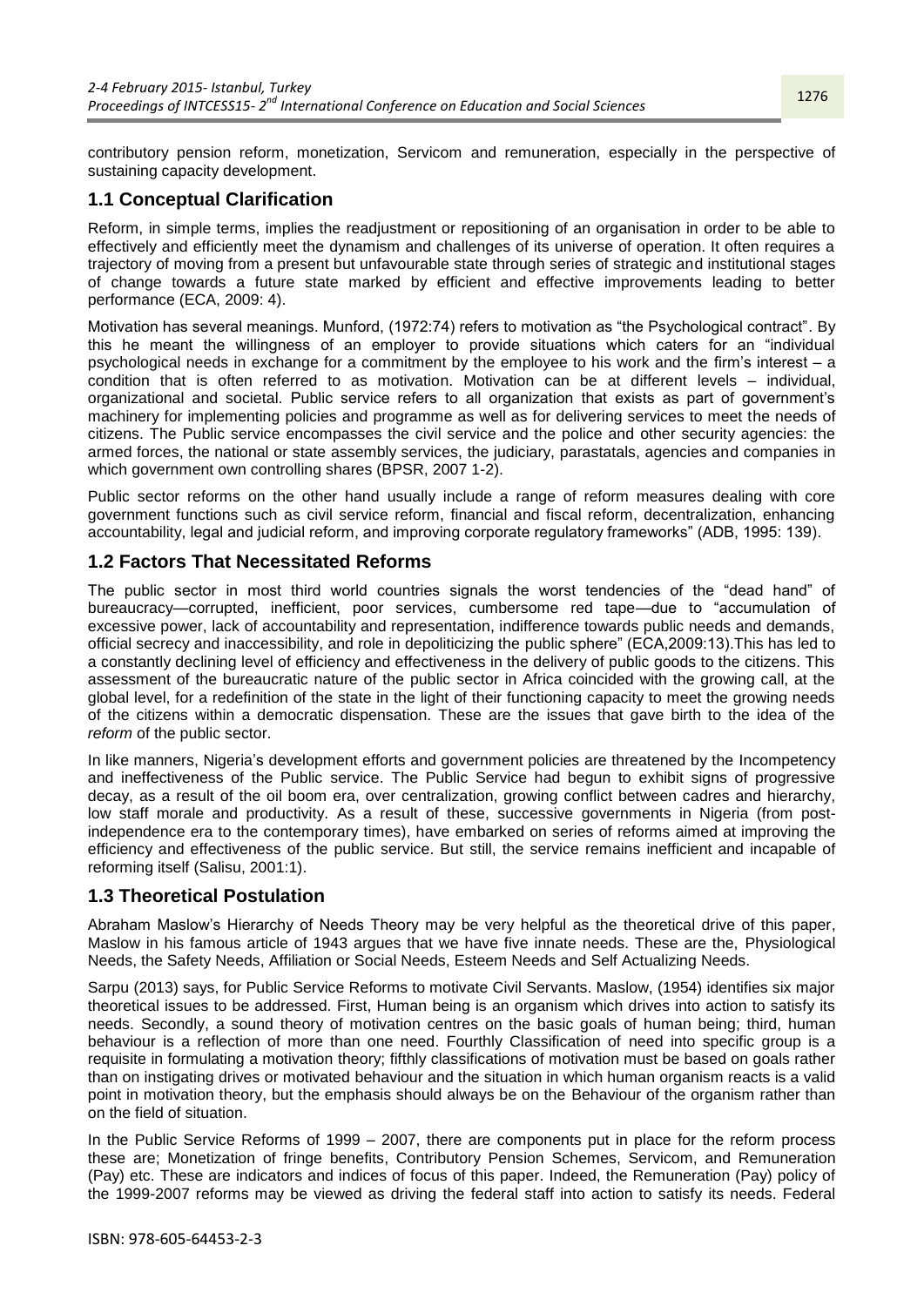contributory pension reform, monetization, Servicom and remuneration, especially in the perspective of sustaining capacity development.

## 1.1 Conceptual Clarification

Reform, in simple terms, implies the readjustment or repositioning of an organisation in order to be able to effectively and efficiently meet the dynamism and challenges of its universe of operation. It often requires a trajectory of moving from a present but unfavourable state through series of strategic and institutional stages of change towards a future state marked by efficient and effective improvements leading to better performance (ECA, 2009: 4).

Motivation has several meanings. Munford, (1972:74) refers to motivation as "the Psychological contract". By this he meant the willingness of an employer to provide situations which caters for an "individual psychological needs in exchange for a commitment by the employee to his work and the firm's interest – a condition that is often referred to as motivation. Motivation can be at different levels – individual, organizational and societal. Public service refers to all organization that exists as part of government's machinery for implementing policies and programme as well as for delivering services to meet the needs of citizens. The Public service encompasses the civil service and the police and other security agencies: the armed forces, the national or state assembly services, the judiciary, parastatals, agencies and companies in which government own controlling shares (BPSR, 2007 1-2).

Public sector reforms on the other hand usually include a range of reform measures dealing with core government functions such as civil service reform, financial and fiscal reform, decentralization, enhancing accountability, legal and judicial reform, and improving corporate regulatory frameworks" (ADB, 1995: 139).

## 1.2 Factors That Necessitated Reforms

The public sector in most third world countries signals the worst tendencies of the "dead hand" of bureaucracy—corrupted, inefficient, poor services, cumbersome red tape—due to "accumulation of excessive power, lack of accountability and representation, indifference towards public needs and demands, official secrecy and inaccessibility, and role in depoliticizing the public sphere" (ECA,2009:13).This has led to a constantly declining level of efficiency and effectiveness in the delivery of public goods to the citizens. This assessment of the bureaucratic nature of the public sector in Africa coincided with the growing call, at the global level, for a redefinition of the state in the light of their functioning capacity to meet the growing needs of the citizens within a democratic dispensation. These are the issues that gave birth to the idea of the *reform* of the public sector.

In like manners, Nigeria's development efforts and government policies are threatened by the Incompetency and ineffectiveness of the Public service. The Public Service had begun to exhibit signs of progressive decay, as a result of the oil boom era, over centralization, growing conflict between cadres and hierarchy, low staff morale and productivity. As a result of these, successive governments in Nigeria (from post-independence era to the contemporary times), have embarked on series of reforms aimed at improving the efficiency and effectiveness of the public service. But still, the service remains inefficient and incapable of reforming itself (Salisu, 2001:1).

## 1.3 Theoretical Postulation

Abraham Maslow's Hierarchy of Needs Theory may be very helpful as the theoretical drive of this paper, Maslow in his famous article of 1943 argues that we have five innate needs. These are the, Physiological Needs, the Safety Needs, Affiliation or Social Needs, Esteem Needs and Self Actualizing Needs.

Sarpu (2013) says, for Public Service Reforms to motivate Civil Servants. Maslow, (1954) identifies six major theoretical issues to be addressed. First, Human being is an organism which drives into action to satisfy its needs. Secondly, a sound theory of motivation centres on the basic goals of human being; third, human behaviour is a reflection of more than one need. Fourthly Classification of need into specific group is a requisite in formulating a motivation theory; fifthly classifications of motivation must be based on goals rather than on instigating drives or motivated behaviour and the situation in which human organism reacts is a valid point in motivation theory, but the emphasis should always be on the Behaviour of the organism rather than on the field of situation.

In the Public Service Reforms of 1999 – 2007, there are components put in place for the reform process these are; Monetization of fringe benefits, Contributory Pension Schemes, Servicom, and Remuneration (Pay) etc. These are indicators and indices of focus of this paper. Indeed, the Remuneration (Pay) policy of the 1999-2007 reforms may be viewed as driving the federal staff into action to satisfy its needs. Federal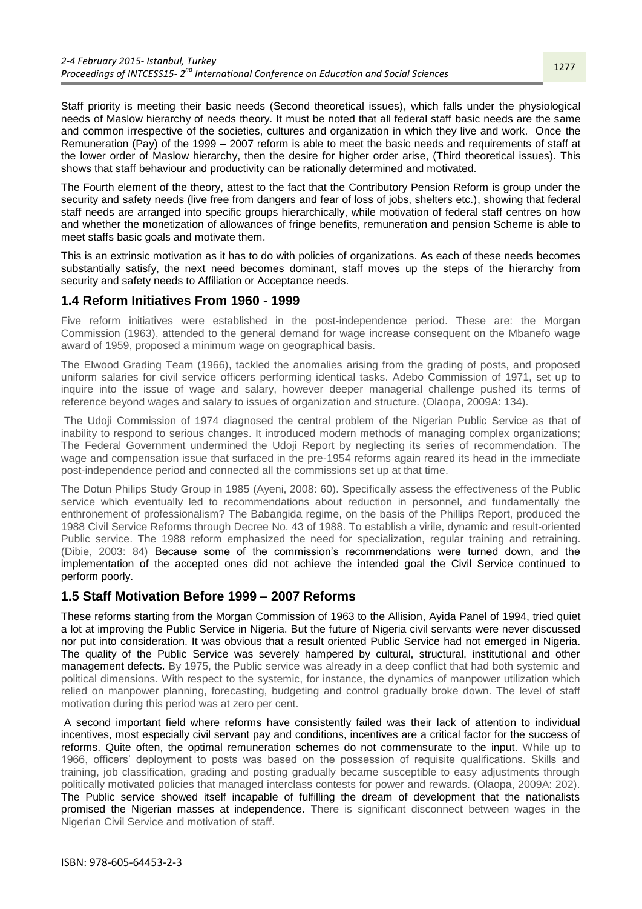Staff priority is meeting their basic needs (Second theoretical issues), which falls under the physiological needs of Maslow hierarchy of needs theory. It must be noted that all federal staff basic needs are the same and common irrespective of the societies, cultures and organization in which they live and work. Once the Remuneration (Pay) of the 1999 – 2007 reform is able to meet the basic needs and requirements of staff at the lower order of Maslow hierarchy, then the desire for higher order arise, (Third theoretical issues). This shows that staff behaviour and productivity can be rationally determined and motivated.

The Fourth element of the theory, attest to the fact that the Contributory Pension Reform is group under the security and safety needs (live free from dangers and fear of loss of jobs, shelters etc.), showing that federal staff needs are arranged into specific groups hierarchically, while motivation of federal staff centres on how and whether the monetization of allowances of fringe benefits, remuneration and pension Scheme is able to meet staffs basic goals and motivate them.

This is an extrinsic motivation as it has to do with policies of organizations. As each of these needs becomes substantially satisfy, the next need becomes dominant, staff moves up the steps of the hierarchy from security and safety needs to Affiliation or Acceptance needs.

## 1.4 Reform Initiatives From 1960 - 1999

Five reform initiatives were established in the post-independence period. These are: the Morgan Commission (1963), attended to the general demand for wage increase consequent on the Mbanefo wage award of 1959, proposed a minimum wage on geographical basis.

The Elwood Grading Team (1966), tackled the anomalies arising from the grading of posts, and proposed uniform salaries for civil service officers performing identical tasks. Adebo Commission of 1971, set up to inquire into the issue of wage and salary, however deeper managerial challenge pushed its terms of reference beyond wages and salary to issues of organization and structure. (Olaopa, 2009A: 134).

The Udoji Commission of 1974 diagnosed the central problem of the Nigerian Public Service as that of inability to respond to serious changes. It introduced modern methods of managing complex organizations; The Federal Government undermined the Udoji Report by neglecting its series of recommendation. The wage and compensation issue that surfaced in the pre-1954 reforms again reared its head in the immediate post-independence period and connected all the commissions set up at that time.

The Dotun Philips Study Group in 1985 (Ayeni, 2008: 60). Specifically assess the effectiveness of the Public service which eventually led to recommendations about reduction in personnel, and fundamentally the enthronement of professionalism? The Babangida regime, on the basis of the Phillips Report, produced the 1988 Civil Service Reforms through Decree No. 43 of 1988. To establish a virile, dynamic and result-oriented Public service. The 1988 reform emphasized the need for specialization, regular training and retraining. (Dibie, 2003: 84) Because some of the commission's recommendations were turned down, and the implementation of the accepted ones did not achieve the intended goal the Civil Service continued to perform poorly.

## 1.5 Staff Motivation Before 1999 – 2007 Reforms

These reforms starting from the Morgan Commission of 1963 to the Allision, Ayida Panel of 1994, tried quiet a lot at improving the Public Service in Nigeria. But the future of Nigeria civil servants were never discussed nor put into consideration. It was obvious that a result oriented Public Service had not emerged in Nigeria. The quality of the Public Service was severely hampered by cultural, structural, institutional and other management defects. By 1975, the Public service was already in a deep conflict that had both systemic and political dimensions. With respect to the systemic, for instance, the dynamics of manpower utilization which relied on manpower planning, forecasting, budgeting and control gradually broke down. The level of staff motivation during this period was at zero per cent.

A second important field where reforms have consistently failed was their lack of attention to individual incentives, most especially civil servant pay and conditions, incentives are a critical factor for the success of reforms. Quite often, the optimal remuneration schemes do not commensurate to the input. While up to 1966, officers' deployment to posts was based on the possession of requisite qualifications. Skills and training, job classification, grading and posting gradually became susceptible to easy adjustments through politically motivated policies that managed interclass contests for power and rewards. (Olaopa, 2009A: 202). The Public service showed itself incapable of fulfilling the dream of development that the nationalists promised the Nigerian masses at independence. There is significant disconnect between wages in the Nigerian Civil Service and motivation of staff.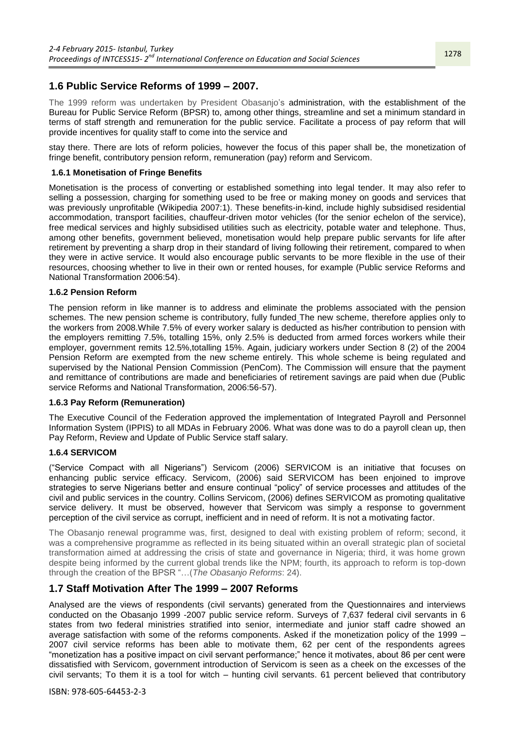## 1.6 Public Service Reforms of 1999 – 2007.

The 1999 reform was undertaken by President Obasanjo's administration, with the establishment of the Bureau for Public Service Reform (BPSR) to, among other things, streamline and set a minimum standard in terms of staff strength and remuneration for the public service. Facilitate a process of pay reform that will provide incentives for quality staff to come into the service and

stay there. There are lots of reform policies, however the focus of this paper shall be, the monetization of fringe benefit, contributory pension reform, remuneration (pay) reform and Servicom.

### 1.6.1 Monetisation of Fringe Benefits

Monetisation is the process of converting or established something into legal tender. It may also refer to selling a possession, charging for something used to be free or making money on goods and services that was previously unprofitable (Wikipedia 2007:1). These benefits-in-kind, include highly subsidised residential accommodation, transport facilities, chauffeur-driven motor vehicles (for the senior echelon of the service), free medical services and highly subsidised utilities such as electricity, potable water and telephone. Thus, among other benefits, government believed, monetisation would help prepare public servants for life after retirement by preventing a sharp drop in their standard of living following their retirement, compared to when they were in active service. It would also encourage public servants to be more flexible in the use of their resources, choosing whether to live in their own or rented houses, for example (Public service Reforms and National Transformation 2006:54).

### 1.6.2 Pension Reform

The pension reform in like manner is to address and eliminate the problems associated with the pension schemes. The new pension scheme is contributory, fully funded The new scheme, therefore applies only to the workers from 2008.While 7.5% of every worker salary is deducted as his/her contribution to pension with the employers remitting 7.5%, totalling 15%, only 2.5% is deducted from armed forces workers while their employer, government remits 12.5%,totalling 15%. Again, judiciary workers under Section 8 (2) of the 2004 Pension Reform are exempted from the new scheme entirely. This whole scheme is being regulated and supervised by the National Pension Commission (PenCom). The Commission will ensure that the payment and remittance of contributions are made and beneficiaries of retirement savings are paid when due (Public service Reforms and National Transformation, 2006:56-57).

### 1.6.3 Pay Reform (Remuneration)

The Executive Council of the Federation approved the implementation of Integrated Payroll and Personnel Information System (IPPIS) to all MDAs in February 2006. What was done was to do a payroll clean up, then Pay Reform, Review and Update of Public Service staff salary.

### 1.6.4 SERVICOM

("Service Compact with all Nigerians") Servicom (2006) SERVICOM is an initiative that focuses on enhancing public service efficacy. Servicom, (2006) said SERVICOM has been enjoined to improve strategies to serve Nigerians better and ensure continual "policy" of service processes and attitudes of the civil and public services in the country. Collins Servicom, (2006) defines SERVICOM as promoting qualitative service delivery. It must be observed, however that Servicom was simply a response to government perception of the civil service as corrupt, inefficient and in need of reform. It is not a motivating factor.

The Obasanjo renewal programme was, first, designed to deal with existing problem of reform; second, it was a comprehensive programme as reflected in its being situated within an overall strategic plan of societal transformation aimed at addressing the crisis of state and governance in Nigeria; third, it was home grown despite being informed by the current global trends like the NPM; fourth, its approach to reform is top-down through the creation of the BPSR "…(*The Obasanjo Reforms*: 24).

## 1.7 Staff Motivation After The 1999 – 2007 Reforms

Analysed are the views of respondents (civil servants) generated from the Questionnaires and interviews conducted on the Obasanjo 1999 -2007 public service reform. Surveys of 7,637 federal civil servants in 6 states from two federal ministries stratified into senior, intermediate and junior staff cadre showed an average satisfaction with some of the reforms components. Asked if the monetization policy of the 1999 – 2007 civil service reforms has been able to motivate them, 62 per cent of the respondents agrees "monetization has a positive impact on civil servant performance;" hence it motivates, about 86 per cent were dissatisfied with Servicom, government introduction of Servicom is seen as a cheek on the excesses of the civil servants; To them it is a tool for witch – hunting civil servants. 61 percent believed that contributory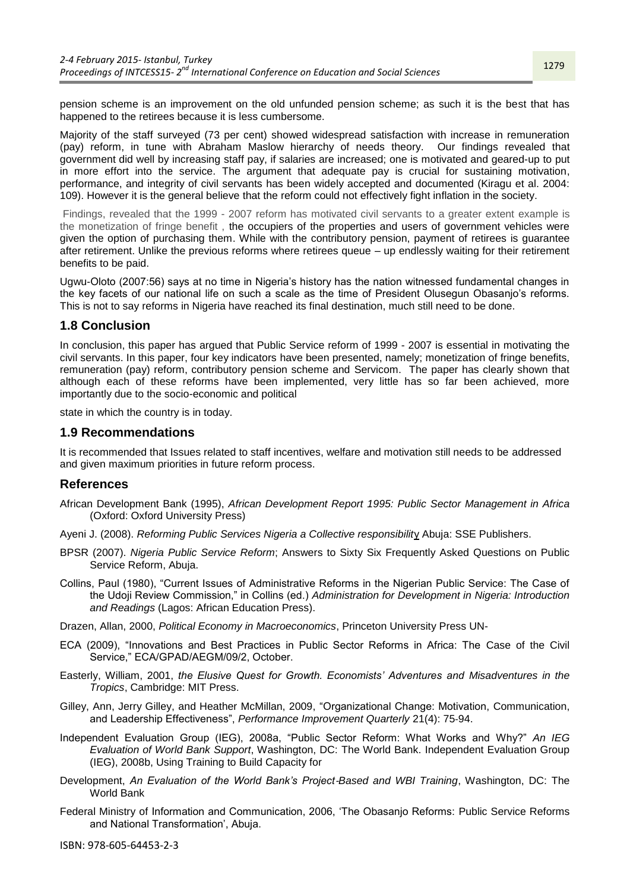pension scheme is an improvement on the old unfunded pension scheme; as such it is the best that has happened to the retirees because it is less cumbersome.

Majority of the staff surveyed (73 per cent) showed widespread satisfaction with increase in remuneration (pay) reform, in tune with Abraham Maslow hierarchy of needs theory. Our findings revealed that government did well by increasing staff pay, if salaries are increased; one is motivated and geared-up to put in more effort into the service. The argument that adequate pay is crucial for sustaining motivation, performance, and integrity of civil servants has been widely accepted and documented (Kiragu et al. 2004: 109). However it is the general believe that the reform could not effectively fight inflation in the society.

Findings, revealed that the 1999 - 2007 reform has motivated civil servants to a greater extent example is the monetization of fringe benefit , the occupiers of the properties and users of government vehicles were given the option of purchasing them. While with the contributory pension, payment of retirees is guarantee after retirement. Unlike the previous reforms where retirees queue – up endlessly waiting for their retirement benefits to be paid.

Ugwu-Oloto (2007:56) says at no time in Nigeria's history has the nation witnessed fundamental changes in the key facets of our national life on such a scale as the time of President Olusegun Obasanjo's reforms. This is not to say reforms in Nigeria have reached its final destination, much still need to be done.

## 1.8 Conclusion

In conclusion, this paper has argued that Public Service reform of 1999 - 2007 is essential in motivating the civil servants. In this paper, four key indicators have been presented, namely; monetization of fringe benefits, remuneration (pay) reform, contributory pension scheme and Servicom. The paper has clearly shown that although each of these reforms have been implemented, very little has so far been achieved, more importantly due to the socio-economic and political state in which the country is in today.

## 1.9 Recommendations

It is recommended that Issues related to staff incentives, welfare and motivation still needs to be addressed and given maximum priorities in future reform process.

## References

African Development Bank (1995), *African Development Report 1995: Public Sector Management in Africa* (Oxford: Oxford University Press)

Ayeni J. (2008). *Reforming Public Services Nigeria a Collective responsibility* Abuja: SSE Publishers.

BPSR (2007). *Nigeria Public Service Reform*; Answers to Sixty Six Frequently Asked Questions on Public Service Reform, Abuja.

Collins, Paul (1980), "Current Issues of Administrative Reforms in the Nigerian Public Service: The Case of the Udoji Review Commission," in Collins (ed.) *Administration for Development in Nigeria: Introduction and Readings* (Lagos: African Education Press).

Drazen, Allan, 2000, *Political Economy in Macroeconomics*, Princeton University Press UN-

ECA (2009), "Innovations and Best Practices in Public Sector Reforms in Africa: The Case of the Civil Service," ECA/GPAD/AEGM/09/2, October.

Easterly, William, 2001, *the Elusive Quest for Growth. Economists' Adventures and Misadventures in the Tropics*, Cambridge: MIT Press.

Gilley, Ann, Jerry Gilley, and Heather McMillan, 2009, "Organizational Change: Motivation, Communication, and Leadership Effectiveness", *Performance Improvement Quarterly* 21(4): 75-94.

Independent Evaluation Group (IEG), 2008a, "Public Sector Reform: What Works and Why?" *An IEG Evaluation of World Bank Support*, Washington, DC: The World Bank. Independent Evaluation Group (IEG), 2008b, Using Training to Build Capacity for

Development, *An Evaluation of the World Bank's Project-Based and WBI Training*, Washington, DC: The World Bank

Federal Ministry of Information and Communication, 2006, 'The Obasanjo Reforms: Public Service Reforms and National Transformation', Abuja.

ISBN: 978-605-64453-2-3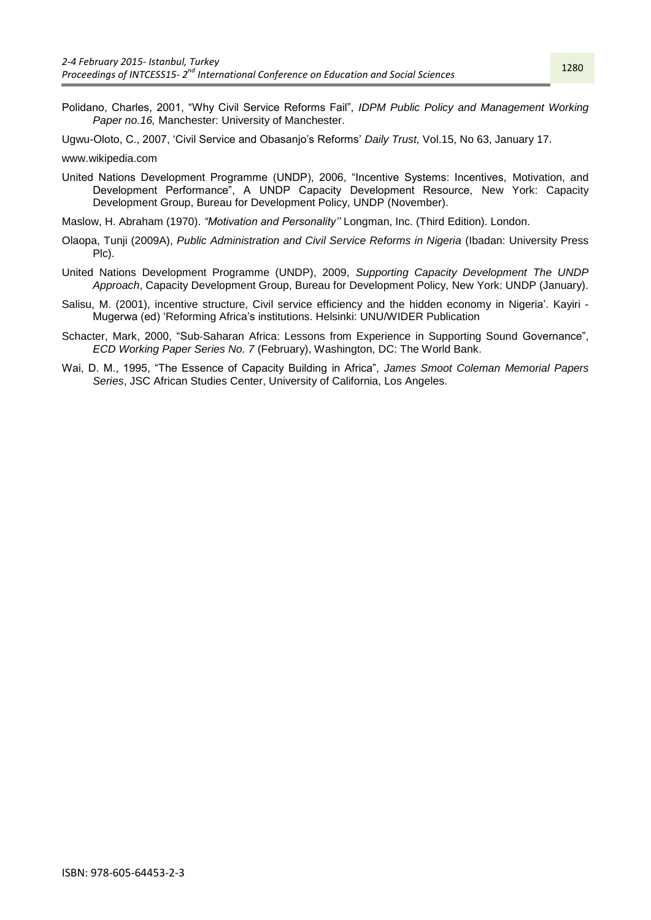Polidano, Charles, 2001, “Why Civil Service Reforms Fail”, *IDPM Public Policy and Management Working Paper no.16,* Manchester: University of Manchester.

Ugwu-Oloto, C., 2007, ‘Civil Service and Obasanjo’s Reforms’ *Daily Trust,* Vol.15, No 63, January 17.

www.wikipedia.com

United Nations Development Programme (UNDP), 2006, “Incentive Systems: Incentives, Motivation, and Development Performance”, A UNDP Capacity Development Resource, New York: Capacity Development Group, Bureau for Development Policy, UNDP (November).

Maslow, H. Abraham (1970). *“Motivation and Personality’’* Longman, Inc. (Third Edition). London.

Olaopa, Tunji (2009A), *Public Administration and Civil Service Reforms in Nigeria* (Ibadan: University Press Plc).

United Nations Development Programme (UNDP), 2009, *Supporting Capacity Development The UNDP Approach*, Capacity Development Group, Bureau for Development Policy, New York: UNDP (January).

Salisu, M. (2001), incentive structure, Civil service efficiency and the hidden economy in Nigeria’. Kayiri - Mugerwa (ed) ‘Reforming Africa’s institutions. Helsinki: UNU/WIDER Publication

Schacter, Mark, 2000, “Sub-Saharan Africa: Lessons from Experience in Supporting Sound Governance”, *ECD Working Paper Series No. 7* (February), Washington, DC: The World Bank.

Wai, D. M., 1995, “The Essence of Capacity Building in Africa”, *James Smoot Coleman Memorial Papers Series*, JSC African Studies Center, University of California, Los Angeles.